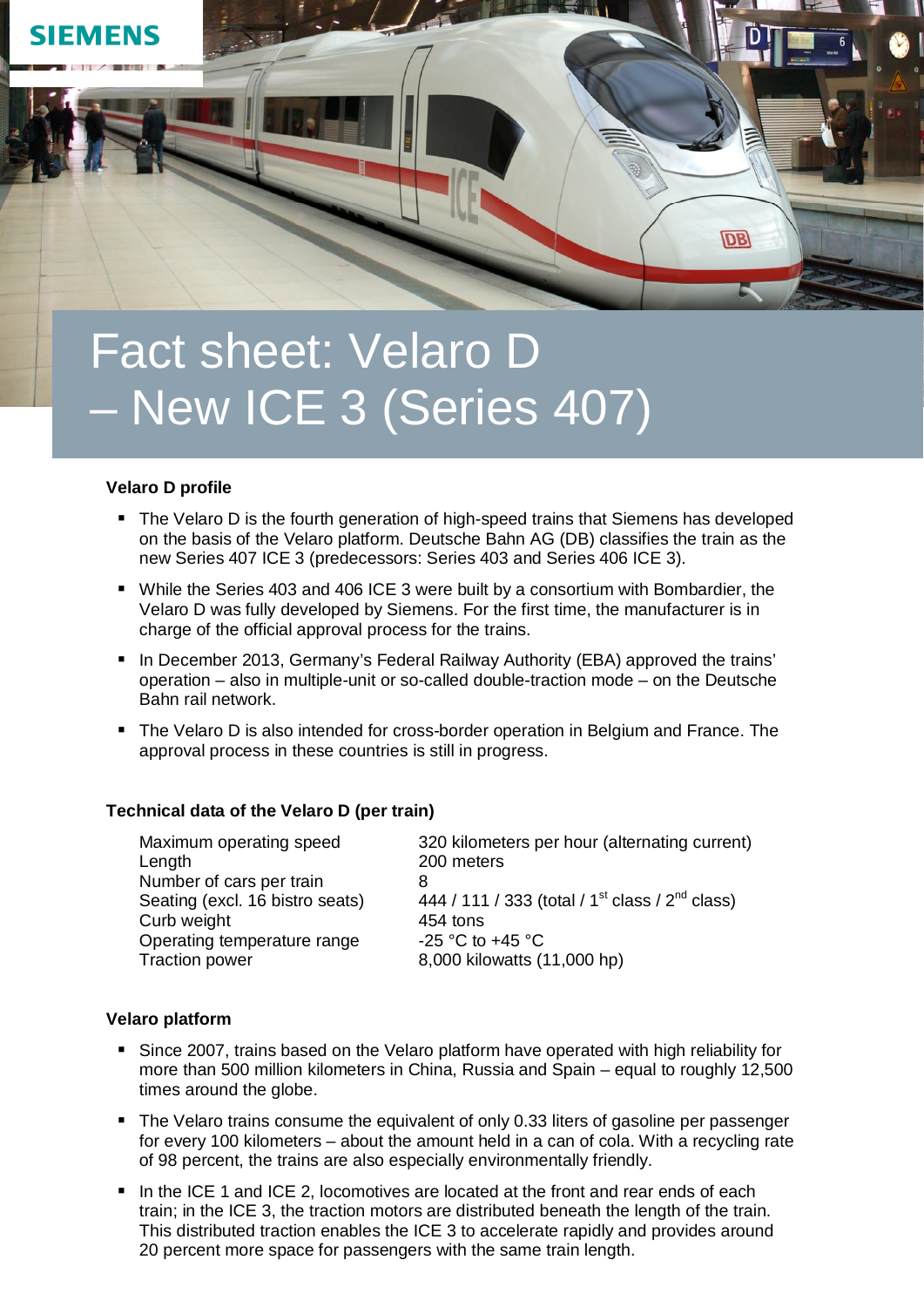# Fact sheet: Velaro D – New ICE 3 (Series 407)

### Velaro D profile

- The Velaro D is the fourth generation of high-speed trains that Siemens has developed on the basis of the Velaro platform. Deutsche Bahn AG (DB) classifies the train as the new Series 407 ICE 3 (predecessors: Series 403 and Series 406 ICE 3).
- While the Series 403 and 406 ICE 3 were built by a consortium with Bombardier, the Velaro D was fully developed by Siemens. For the first time, the manufacturer is in charge of the official approval process for the trains.
- In December 2013, Germany's Federal Railway Authority (EBA) approved the trains' operation – also in multiple-unit or so-called double-traction mode – on the Deutsche Bahn rail network.
- The Velaro D is also intended for cross-border operation in Belgium and France. The approval process in these countries is still in progress.

### Technical data of the Velaro D (per train)

| | |
|---|---|
| Maximum operating speed | 320 kilometers per hour (alternating current) |
| Length | 200 meters |
| Number of cars per train | 8 |
| Seating (excl. 16 bistro seats) | 444 / 111 / 333 (total / 1st class / 2nd class) |
| Curb weight | 454 tons |
| Operating temperature range | -25 °C to +45 °C |
| Traction power | 8,000 kilowatts (11,000 hp) |

### Velaro platform

- Since 2007, trains based on the Velaro platform have operated with high reliability for more than 500 million kilometers in China, Russia and Spain – equal to roughly 12,500 times around the globe.
- The Velaro trains consume the equivalent of only 0.33 liters of gasoline per passenger for every 100 kilometers – about the amount held in a can of cola. With a recycling rate of 98 percent, the trains are also especially environmentally friendly.
- In the ICE 1 and ICE 2, locomotives are located at the front and rear ends of each train; in the ICE 3, the traction motors are distributed beneath the length of the train. This distributed traction enables the ICE 3 to accelerate rapidly and provides around 20 percent more space for passengers with the same train length.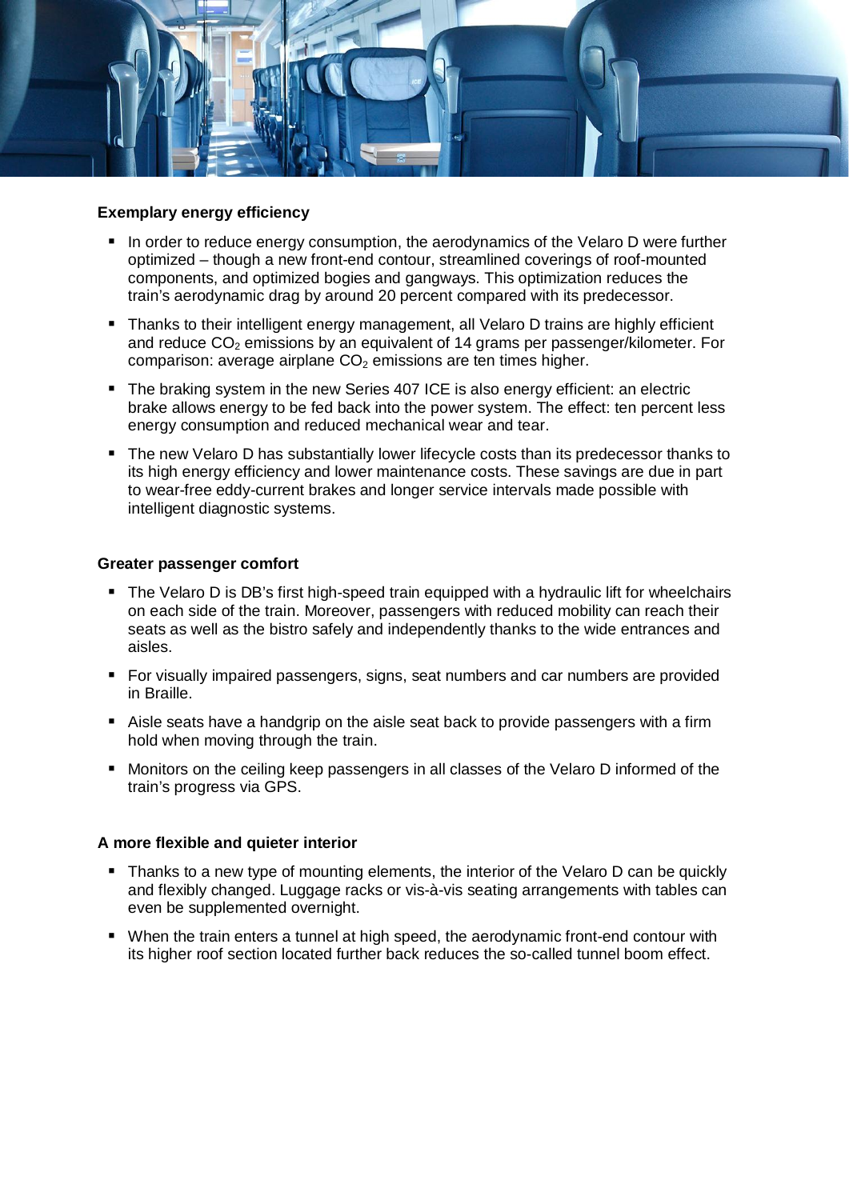**Exemplary energy efficiency**

- In order to reduce energy consumption, the aerodynamics of the Velaro D were further optimized – though a new front-end contour, streamlined coverings of roof-mounted components, and optimized bogies and gangways. This optimization reduces the train's aerodynamic drag by around 20 percent compared with its predecessor.
- Thanks to their intelligent energy management, all Velaro D trains are highly efficient and reduce $CO_2$ emissions by an equivalent of 14 grams per passenger/kilometer. For comparison: average airplane $CO_2$ emissions are ten times higher.
- The braking system in the new Series 407 ICE is also energy efficient: an electric brake allows energy to be fed back into the power system. The effect: ten percent less energy consumption and reduced mechanical wear and tear.
- The new Velaro D has substantially lower lifecycle costs than its predecessor thanks to its high energy efficiency and lower maintenance costs. These savings are due in part to wear-free eddy-current brakes and longer service intervals made possible with intelligent diagnostic systems.

**Greater passenger comfort**

- The Velaro D is DB's first high-speed train equipped with a hydraulic lift for wheelchairs on each side of the train. Moreover, passengers with reduced mobility can reach their seats as well as the bistro safely and independently thanks to the wide entrances and aisles.
- For visually impaired passengers, signs, seat numbers and car numbers are provided in Braille.
- Aisle seats have a handgrip on the aisle seat back to provide passengers with a firm hold when moving through the train.
- Monitors on the ceiling keep passengers in all classes of the Velaro D informed of the train's progress via GPS.

**A more flexible and quieter interior**

- Thanks to a new type of mounting elements, the interior of the Velaro D can be quickly and flexibly changed. Luggage racks or vis-à-vis seating arrangements with tables can even be supplemented overnight.
- When the train enters a tunnel at high speed, the aerodynamic front-end contour with its higher roof section located further back reduces the so-called tunnel boom effect.